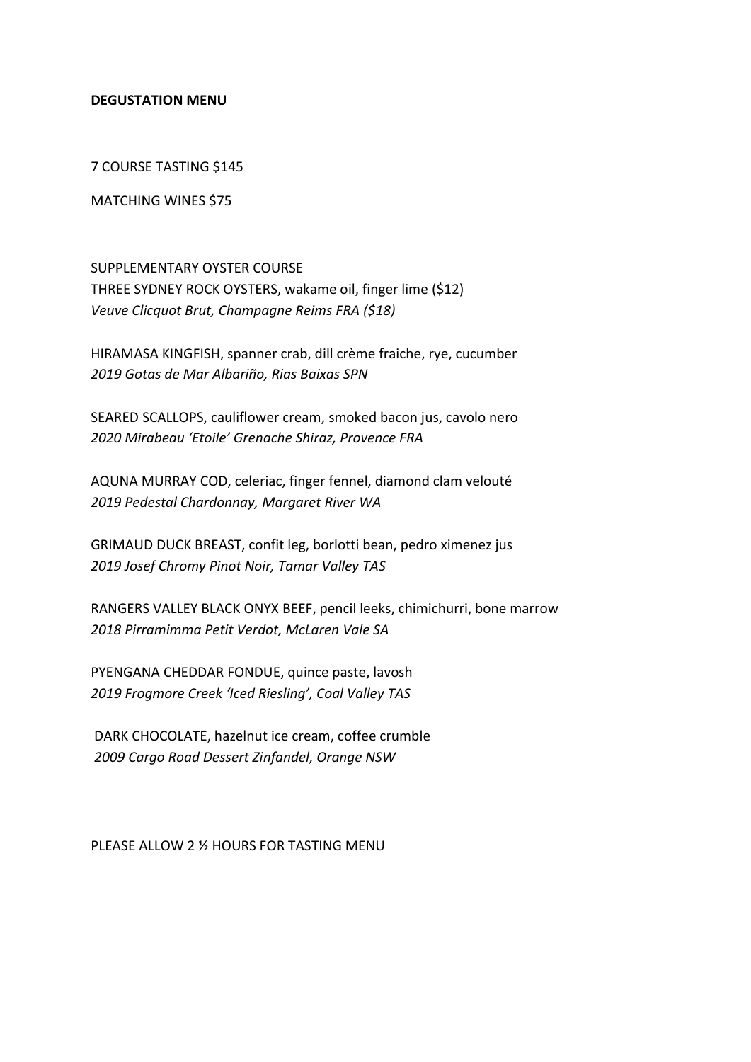**DEGUSTATION MENU**

7 COURSE TASTING $145

MATCHING WINES $75

SUPPLEMENTARY OYSTER COURSE
THREE SYDNEY ROCK OYSTERS, wakame oil, finger lime ($12)
*Veuve Clicquot Brut, Champagne Reims FRA ($18)*

HIRAMASA KINGFISH, spanner crab, dill crème fraiche, rye, cucumber
*2019 Gotas de Mar Albariño, Rias Baixas SPN*

SEARED SCALLOPS, cauliflower cream, smoked bacon jus, cavolo nero
*2020 Mirabeau 'Etoile' Grenache Shiraz, Provence FRA*

AQUNA MURRAY COD, celeriac, finger fennel, diamond clam velouté
*2019 Pedestal Chardonnay, Margaret River WA*

GRIMAUD DUCK BREAST, confit leg, borlotti bean, pedro ximenez jus
*2019 Josef Chromy Pinot Noir, Tamar Valley TAS*

RANGERS VALLEY BLACK ONYX BEEF, pencil leeks, chimichurri, bone marrow
*2018 Pirramimma Petit Verdot, McLaren Vale SA*

PYENGANA CHEDDAR FONDUE, quince paste, lavosh
*2019 Frogmore Creek 'Iced Riesling', Coal Valley TAS*

DARK CHOCOLATE, hazelnut ice cream, coffee crumble
*2009 Cargo Road Dessert Zinfandel, Orange NSW*

PLEASE ALLOW 2 ½ HOURS FOR TASTING MENU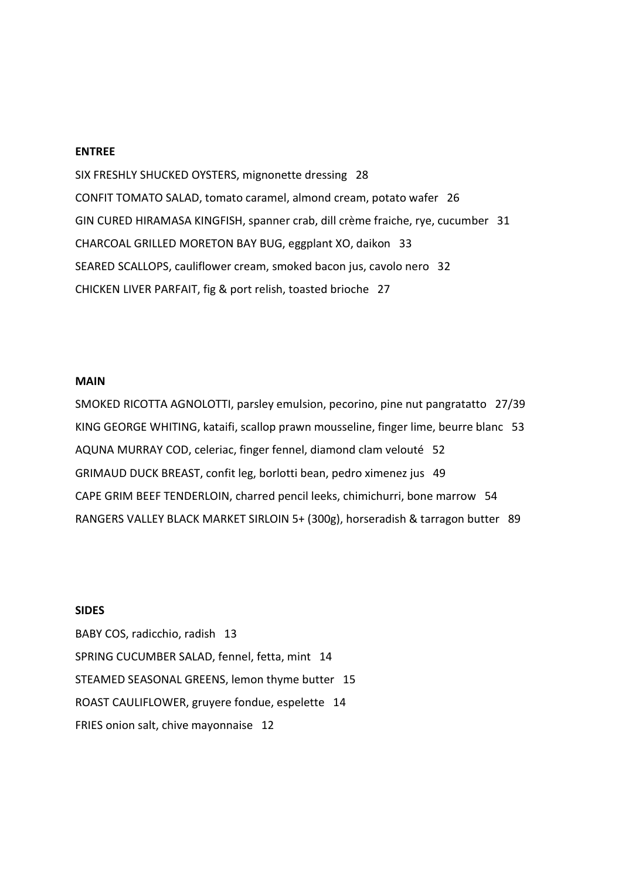**ENTREE**

SIX FRESHLY SHUCKED OYSTERS, mignonette dressing 28

CONFIT TOMATO SALAD, tomato caramel, almond cream, potato wafer 26

GIN CURED HIRAMASA KINGFISH, spanner crab, dill crème fraiche, rye, cucumber 31

CHARCOAL GRILLED MORETON BAY BUG, eggplant XO, daikon 33

SEARED SCALLOPS, cauliflower cream, smoked bacon jus, cavolo nero 32

CHICKEN LIVER PARFAIT, fig & port relish, toasted brioche 27

**MAIN**

SMOKED RICOTTA AGNOLOTTI, parsley emulsion, pecorino, pine nut pangratatto 27/39

KING GEORGE WHITING, kataifi, scallop prawn mousseline, finger lime, beurre blanc 53

AQUNA MURRAY COD, celeriac, finger fennel, diamond clam velouté 52

GRIMAUD DUCK BREAST, confit leg, borlotti bean, pedro ximenez jus 49

CAPE GRIM BEEF TENDERLOIN, charred pencil leeks, chimichurri, bone marrow 54

RANGERS VALLEY BLACK MARKET SIRLOIN 5+ (300g), horseradish & tarragon butter 89

**SIDES**

BABY COS, radicchio, radish 13

SPRING CUCUMBER SALAD, fennel, fetta, mint 14

STEAMED SEASONAL GREENS, lemon thyme butter 15

ROAST CAULIFLOWER, gruyere fondue, espelette 14

FRIES onion salt, chive mayonnaise 12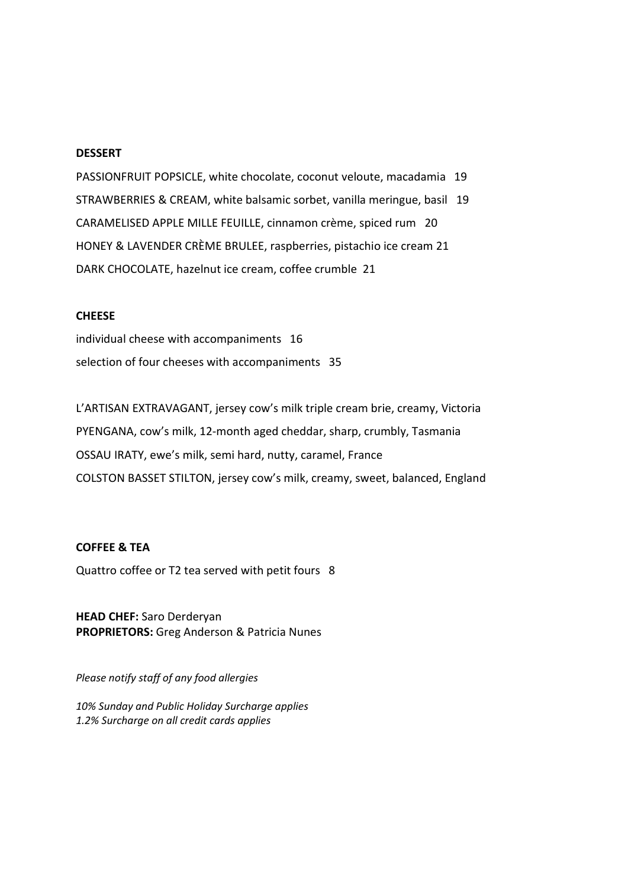**DESSERT**

PASSIONFRUIT POPSICLE, white chocolate, coconut veloute, macadamia 19

STRAWBERRIES & CREAM, white balsamic sorbet, vanilla meringue, basil 19

CARAMELISED APPLE MILLE FEUILLE, cinnamon crème, spiced rum 20

HONEY & LAVENDER CRÈME BRULEE, raspberries, pistachio ice cream 21

DARK CHOCOLATE, hazelnut ice cream, coffee crumble 21

**CHEESE**

individual cheese with accompaniments 16

selection of four cheeses with accompaniments 35

L'ARTISAN EXTRAVAGANT, jersey cow's milk triple cream brie, creamy, Victoria

PYENGANA, cow's milk, 12-month aged cheddar, sharp, crumbly, Tasmania

OSSAU IRATY, ewe's milk, semi hard, nutty, caramel, France

COLSTON BASSET STILTON, jersey cow's milk, creamy, sweet, balanced, England

**COFFEE & TEA**

Quattro coffee or T2 tea served with petit fours 8

**HEAD CHEF:** Saro Derderyan
**PROPRIETORS:** Greg Anderson & Patricia Nunes

*Please notify staff of any food allergies*

*10% Sunday and Public Holiday Surcharge applies*
*1.2% Surcharge on all credit cards applies*